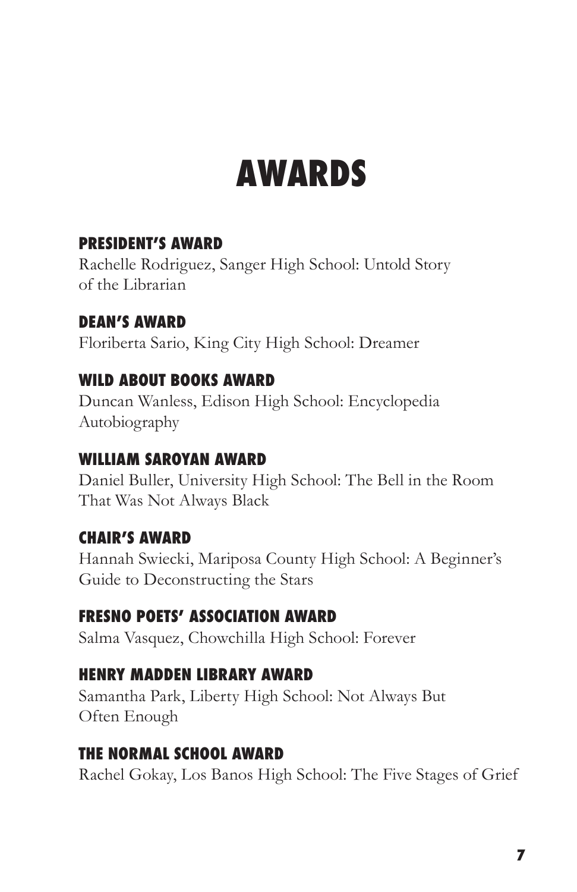# AWARDS

### PRESIDENT'S AWARD

Rachelle Rodriguez, Sanger High School: Untold Story of the Librarian

### DEAN'S AWARD

Floriberta Sario, King City High School: Dreamer

### WILD ABOUT BOOKS AWARD

Duncan Wanless, Edison High School: Encyclopedia Autobiography

### WILLIAM SAROYAN AWARD

Daniel Buller, University High School: The Bell in the Room That Was Not Always Black

### CHAIR'S AWARD

Hannah Swiecki, Mariposa County High School: A Beginner's Guide to Deconstructing the Stars

### FRESNO POETS' ASSOCIATION AWARD

Salma Vasquez, Chowchilla High School: Forever

### HENRY MADDEN LIBRARY AWARD

Samantha Park, Liberty High School: Not Always But Often Enough

### THE NORMAL SCHOOL AWARD

Rachel Gokay, Los Banos High School: The Five Stages of Grief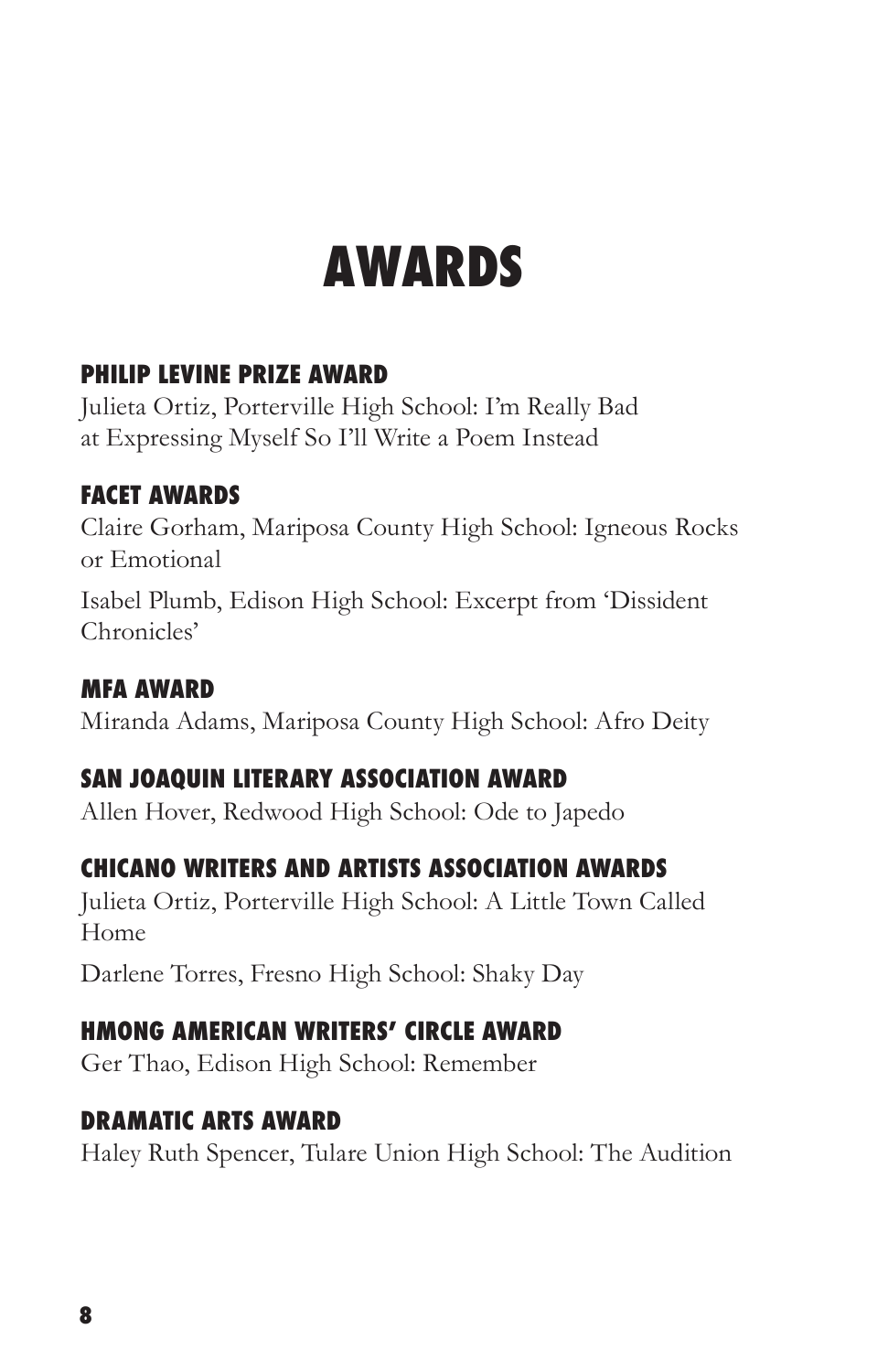# AWARDS

### PHILIP LEVINE PRIZE AWARD

Julieta Ortiz, Porterville High School: I'm Really Bad at Expressing Myself So I'll Write a Poem Instead

### FACET AWARDS

Claire Gorham, Mariposa County High School: Igneous Rocks or Emotional

Isabel Plumb, Edison High School: Excerpt from 'Dissident Chronicles'

### MFA AWARD

Miranda Adams, Mariposa County High School: Afro Deity

### SAN JOAQUIN LITERARY ASSOCIATION AWARD

Allen Hover, Redwood High School: Ode to Japedo

### CHICANO WRITERS AND ARTISTS ASSOCIATION AWARDS

Julieta Ortiz, Porterville High School: A Little Town Called Home

Darlene Torres, Fresno High School: Shaky Day

### HMONG AMERICAN WRITERS' CIRCLE AWARD

Ger Thao, Edison High School: Remember

### DRAMATIC ARTS AWARD

Haley Ruth Spencer, Tulare Union High School: The Audition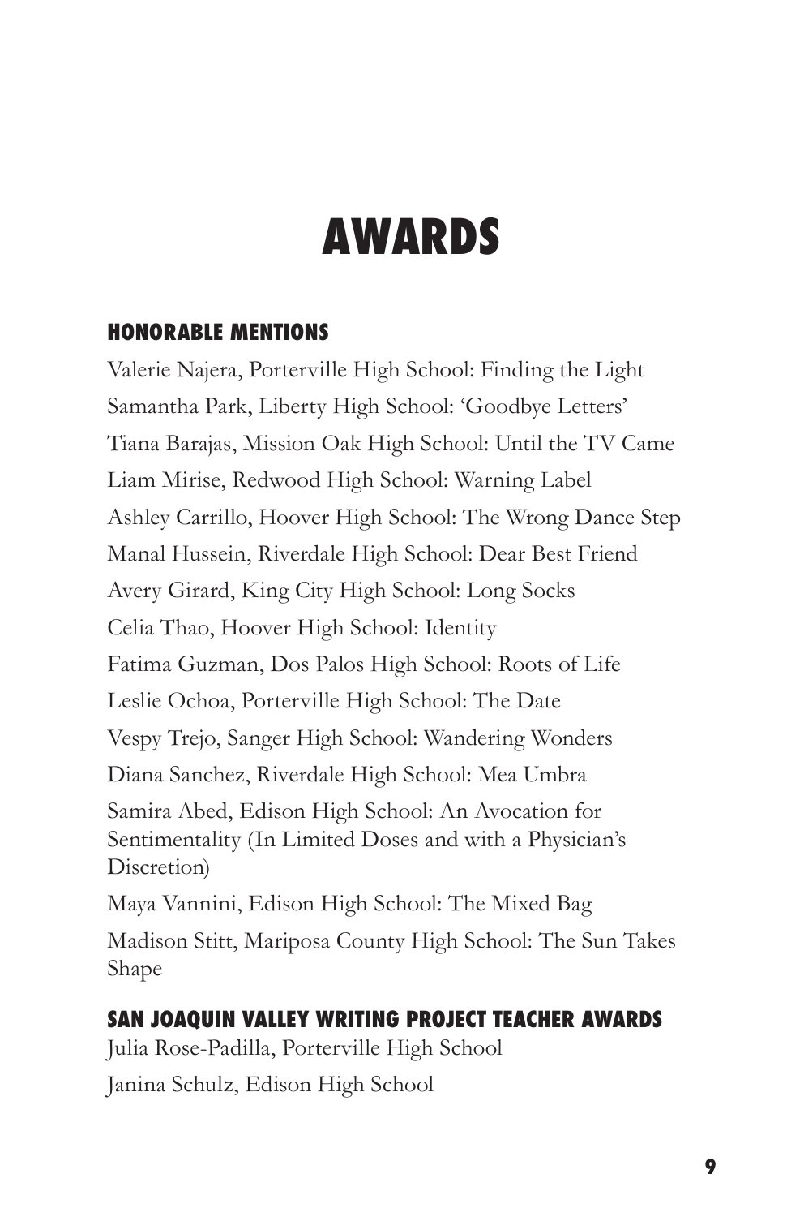# AWARDS

## HONORABLE MENTIONS

Valerie Najera, Porterville High School: Finding the Light

Samantha Park, Liberty High School: 'Goodbye Letters'

Tiana Barajas, Mission Oak High School: Until the TV Came

Liam Mirise, Redwood High School: Warning Label

Ashley Carrillo, Hoover High School: The Wrong Dance Step

Manal Hussein, Riverdale High School: Dear Best Friend

Avery Girard, King City High School: Long Socks

Celia Thao, Hoover High School: Identity

Fatima Guzman, Dos Palos High School: Roots of Life

Leslie Ochoa, Porterville High School: The Date

Vespy Trejo, Sanger High School: Wandering Wonders

Diana Sanchez, Riverdale High School: Mea Umbra

Samira Abed, Edison High School: An Avocation for Sentimentality (In Limited Doses and with a Physician's Discretion)

Maya Vannini, Edison High School: The Mixed Bag

Madison Stitt, Mariposa County High School: The Sun Takes Shape

## SAN JOAQUIN VALLEY WRITING PROJECT TEACHER AWARDS

Julia Rose-Padilla, Porterville High School

Janina Schulz, Edison High School